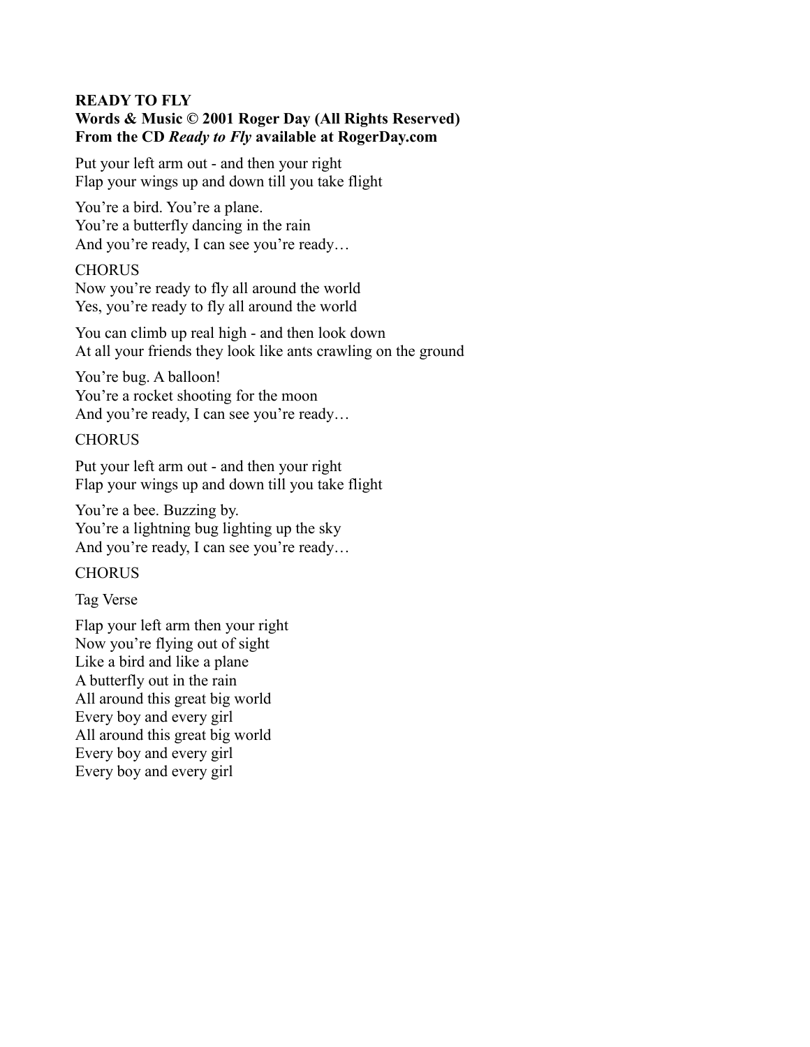**READY TO FLY**
**Words & Music © 2001 Roger Day (All Rights Reserved)**
**From the CD *Ready to Fly* available at RogerDay.com**

Put your left arm out - and then your right
Flap your wings up and down till you take flight

You're a bird. You're a plane.
You're a butterfly dancing in the rain
And you're ready, I can see you're ready…

CHORUS
Now you're ready to fly all around the world
Yes, you're ready to fly all around the world

You can climb up real high - and then look down
At all your friends they look like ants crawling on the ground

You're bug. A balloon!
You're a rocket shooting for the moon
And you're ready, I can see you're ready…

CHORUS

Put your left arm out - and then your right
Flap your wings up and down till you take flight

You're a bee. Buzzing by.
You're a lightning bug lighting up the sky
And you're ready, I can see you're ready…

CHORUS

Tag Verse

Flap your left arm then your right
Now you're flying out of sight
Like a bird and like a plane
A butterfly out in the rain
All around this great big world
Every boy and every girl
All around this great big world
Every boy and every girl
Every boy and every girl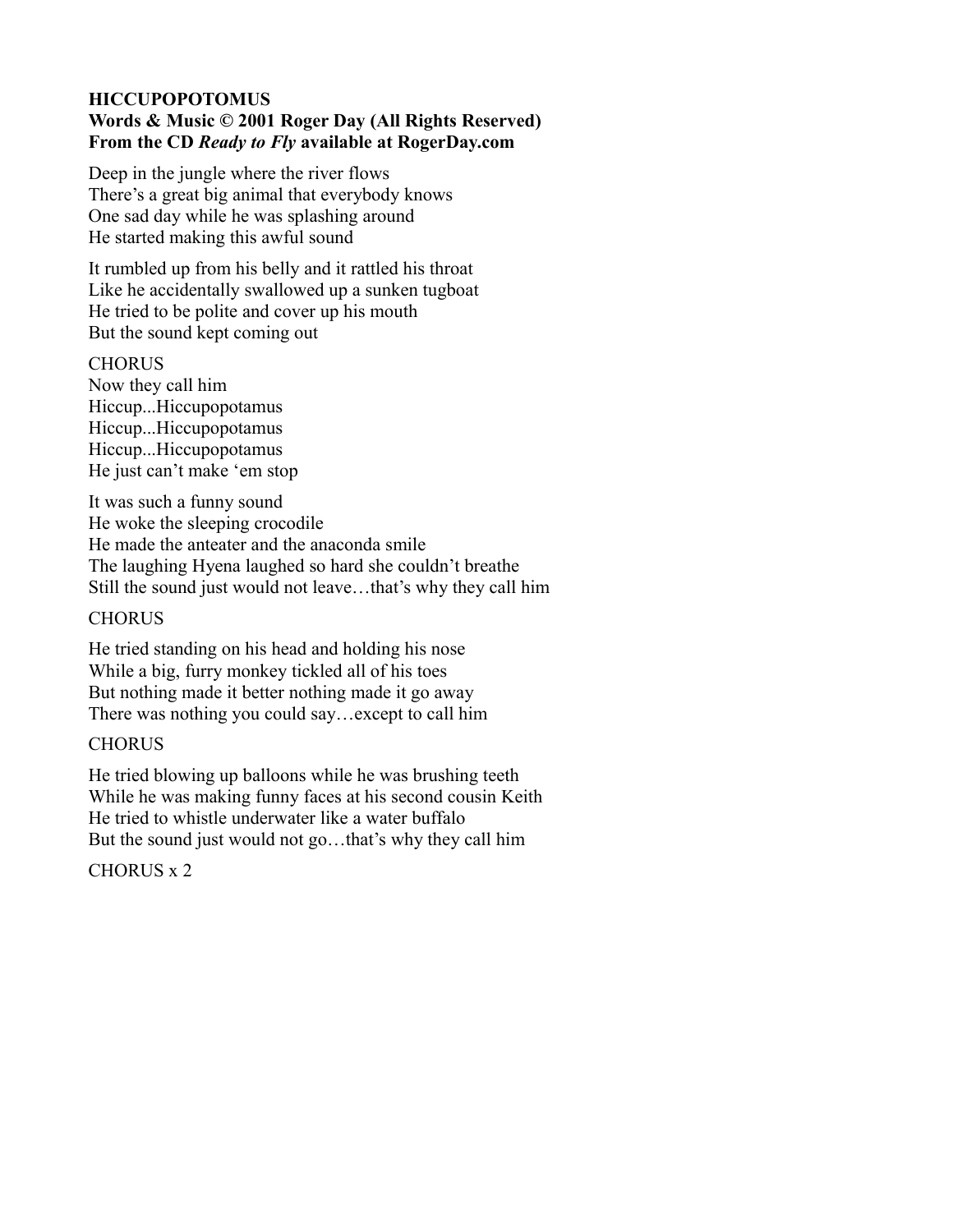**HICCUPOPOTOMUS**
**Words & Music © 2001 Roger Day (All Rights Reserved)**
**From the CD *Ready to Fly* available at RogerDay.com**

Deep in the jungle where the river flows
There's a great big animal that everybody knows
One sad day while he was splashing around
He started making this awful sound

It rumbled up from his belly and it rattled his throat
Like he accidentally swallowed up a sunken tugboat
He tried to be polite and cover up his mouth
But the sound kept coming out

CHORUS
Now they call him
Hiccup...Hiccupopotamus
Hiccup...Hiccupopotamus
Hiccup...Hiccupopotamus
He just can't make 'em stop

It was such a funny sound
He woke the sleeping crocodile
He made the anteater and the anaconda smile
The laughing Hyena laughed so hard she couldn't breathe
Still the sound just would not leave…that's why they call him

CHORUS

He tried standing on his head and holding his nose
While a big, furry monkey tickled all of his toes
But nothing made it better nothing made it go away
There was nothing you could say…except to call him

CHORUS

He tried blowing up balloons while he was brushing teeth
While he was making funny faces at his second cousin Keith
He tried to whistle underwater like a water buffalo
But the sound just would not go…that's why they call him

CHORUS x 2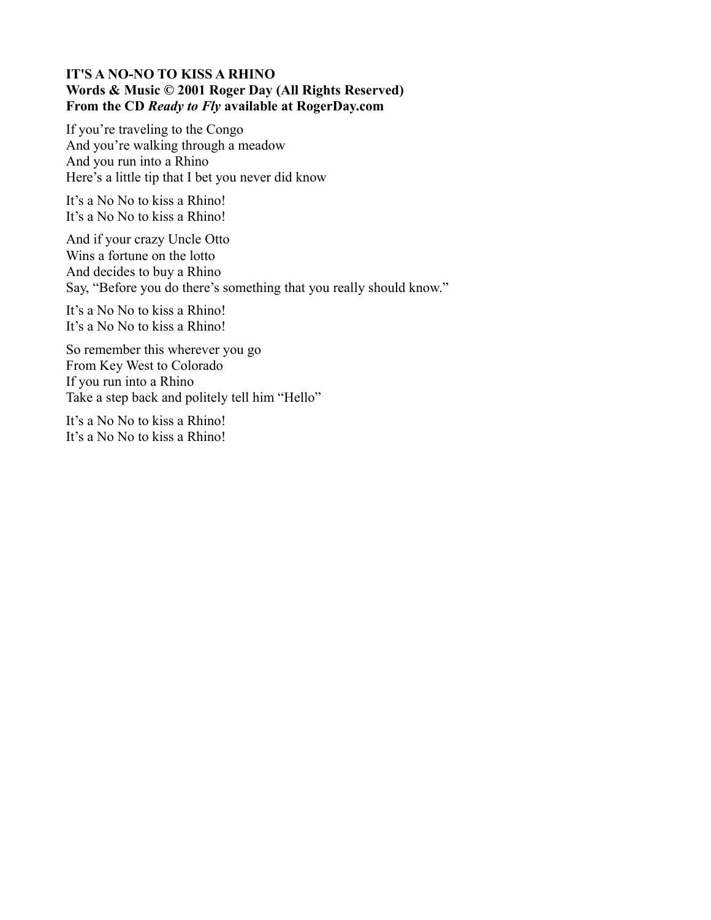**IT'S A NO-NO TO KISS A RHINO**
**Words & Music © 2001 Roger Day (All Rights Reserved)**
**From the CD *Ready to Fly* available at RogerDay.com**

If you're traveling to the Congo
And you're walking through a meadow
And you run into a Rhino
Here's a little tip that I bet you never did know

It's a No No to kiss a Rhino!
It's a No No to kiss a Rhino!

And if your crazy Uncle Otto
Wins a fortune on the lotto
And decides to buy a Rhino
Say, "Before you do there's something that you really should know."

It's a No No to kiss a Rhino!
It's a No No to kiss a Rhino!

So remember this wherever you go
From Key West to Colorado
If you run into a Rhino
Take a step back and politely tell him "Hello"

It's a No No to kiss a Rhino!
It's a No No to kiss a Rhino!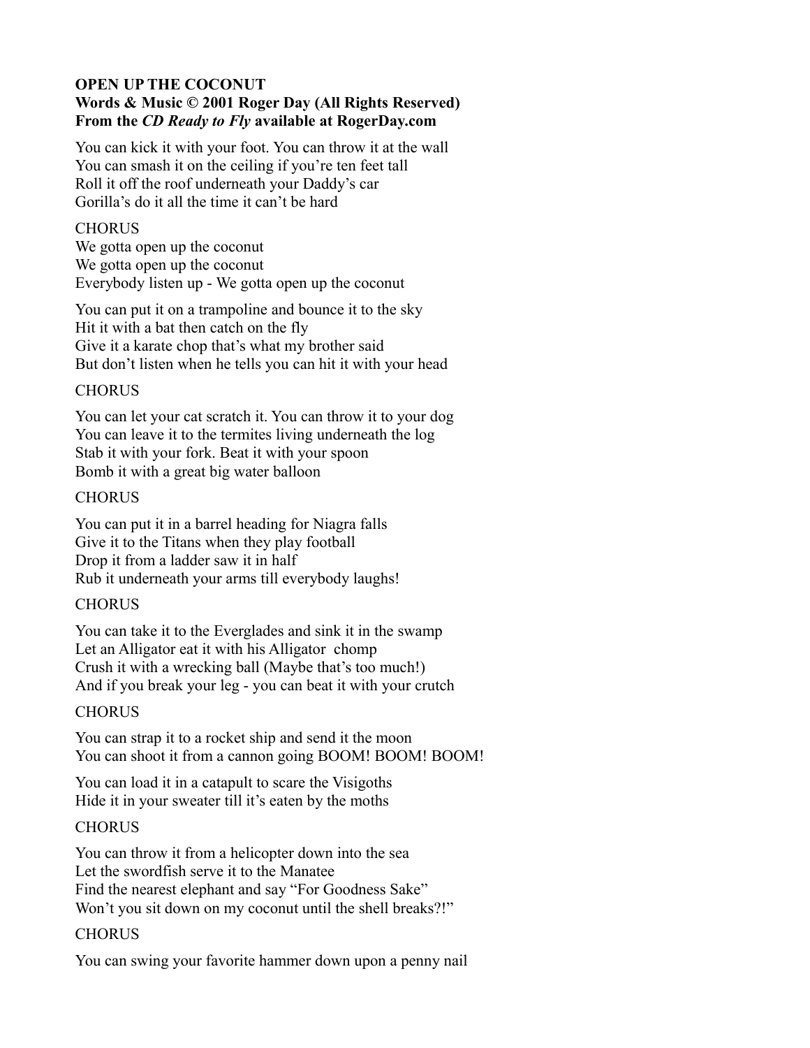**OPEN UP THE COCONUT**
**Words & Music © 2001 Roger Day (All Rights Reserved)**
**From the *CD Ready to Fly* available at RogerDay.com**

You can kick it with your foot. You can throw it at the wall
You can smash it on the ceiling if you're ten feet tall
Roll it off the roof underneath your Daddy's car
Gorilla's do it all the time it can't be hard

CHORUS
We gotta open up the coconut
We gotta open up the coconut
Everybody listen up - We gotta open up the coconut

You can put it on a trampoline and bounce it to the sky
Hit it with a bat then catch on the fly
Give it a karate chop that's what my brother said
But don't listen when he tells you can hit it with your head

CHORUS

You can let your cat scratch it. You can throw it to your dog
You can leave it to the termites living underneath the log
Stab it with your fork. Beat it with your spoon
Bomb it with a great big water balloon

CHORUS

You can put it in a barrel heading for Niagra falls
Give it to the Titans when they play football
Drop it from a ladder saw it in half
Rub it underneath your arms till everybody laughs!

CHORUS

You can take it to the Everglades and sink it in the swamp
Let an Alligator eat it with his Alligator chomp
Crush it with a wrecking ball (Maybe that's too much!)
And if you break your leg - you can beat it with your crutch

CHORUS

You can strap it to a rocket ship and send it the moon
You can shoot it from a cannon going BOOM! BOOM! BOOM!

You can load it in a catapult to scare the Visigoths
Hide it in your sweater till it's eaten by the moths

CHORUS

You can throw it from a helicopter down into the sea
Let the swordfish serve it to the Manatee
Find the nearest elephant and say "For Goodness Sake"
Won't you sit down on my coconut until the shell breaks?!"

CHORUS

You can swing your favorite hammer down upon a penny nail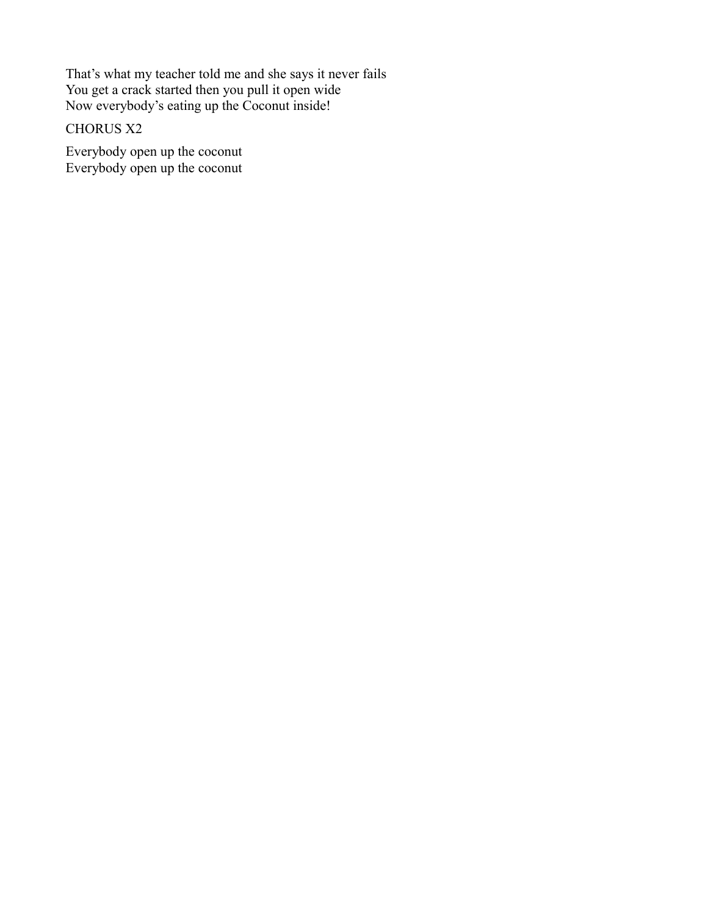That’s what my teacher told me and she says it never fails
You get a crack started then you pull it open wide
Now everybody’s eating up the Coconut inside!

CHORUS X2

Everybody open up the coconut
Everybody open up the coconut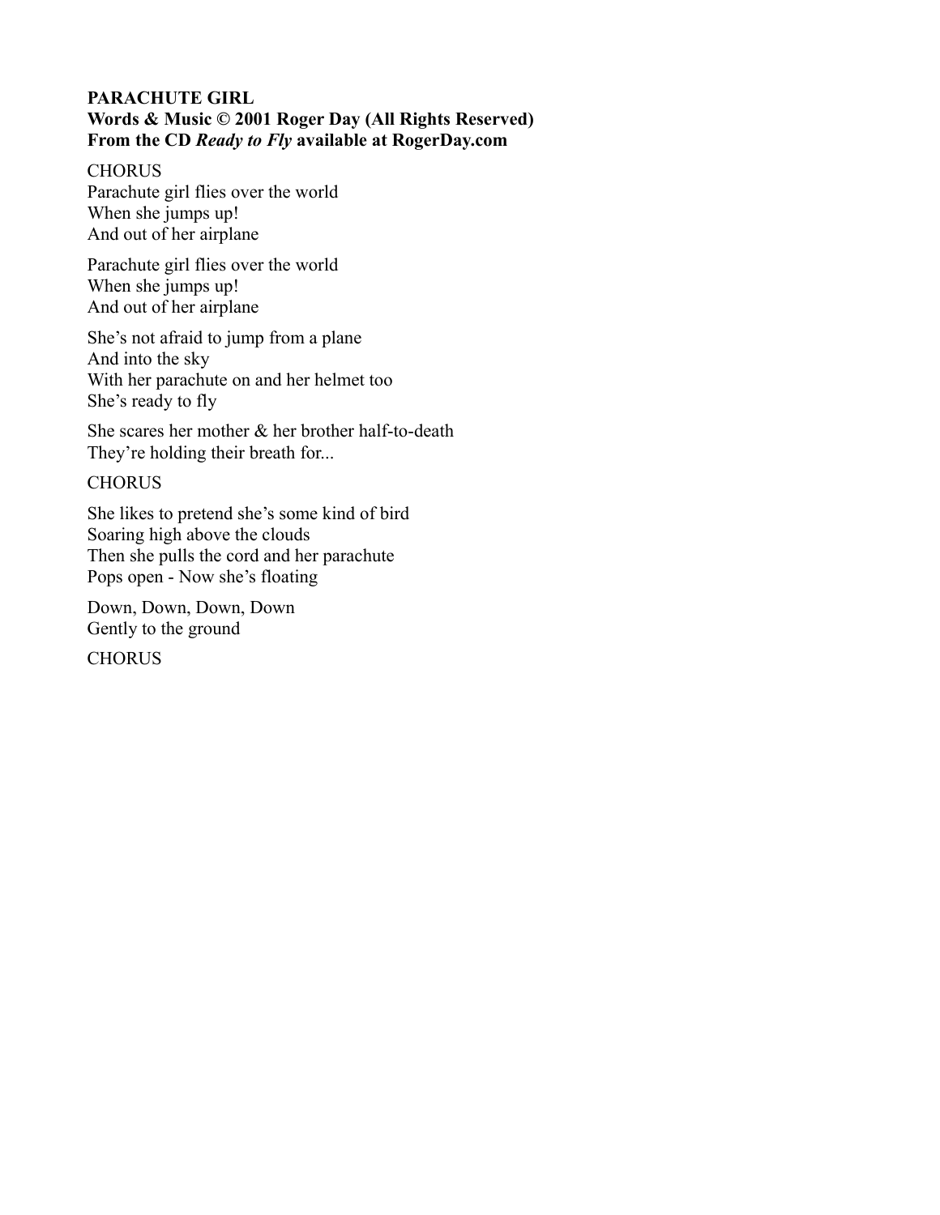**PARACHUTE GIRL**
**Words & Music © 2001 Roger Day (All Rights Reserved)**
**From the CD *Ready to Fly* available at RogerDay.com**

CHORUS
Parachute girl flies over the world
When she jumps up!
And out of her airplane

Parachute girl flies over the world
When she jumps up!
And out of her airplane

She's not afraid to jump from a plane
And into the sky
With her parachute on and her helmet too
She's ready to fly

She scares her mother & her brother half-to-death
They're holding their breath for...

CHORUS

She likes to pretend she's some kind of bird
Soaring high above the clouds
Then she pulls the cord and her parachute
Pops open - Now she's floating

Down, Down, Down, Down
Gently to the ground

CHORUS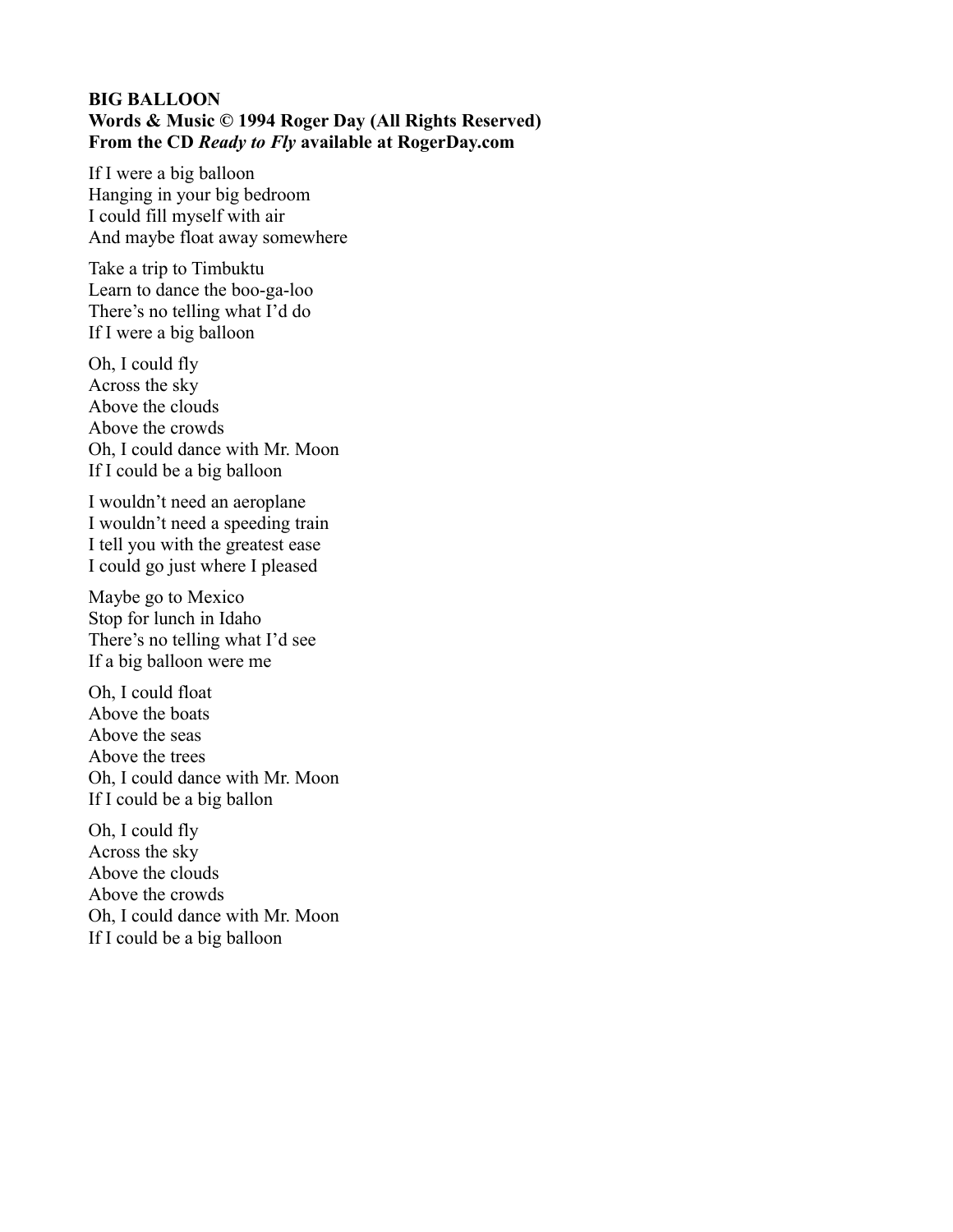**BIG BALLOON**
**Words & Music © 1994 Roger Day (All Rights Reserved)**
**From the CD *Ready to Fly* available at RogerDay.com**

If I were a big balloon
Hanging in your big bedroom
I could fill myself with air
And maybe float away somewhere

Take a trip to Timbuktu
Learn to dance the boo-ga-loo
There's no telling what I'd do
If I were a big balloon

Oh, I could fly
Across the sky
Above the clouds
Above the crowds
Oh, I could dance with Mr. Moon
If I could be a big balloon

I wouldn't need an aeroplane
I wouldn't need a speeding train
I tell you with the greatest ease
I could go just where I pleased

Maybe go to Mexico
Stop for lunch in Idaho
There's no telling what I'd see
If a big balloon were me

Oh, I could float
Above the boats
Above the seas
Above the trees
Oh, I could dance with Mr. Moon
If I could be a big ballon

Oh, I could fly
Across the sky
Above the clouds
Above the crowds
Oh, I could dance with Mr. Moon
If I could be a big balloon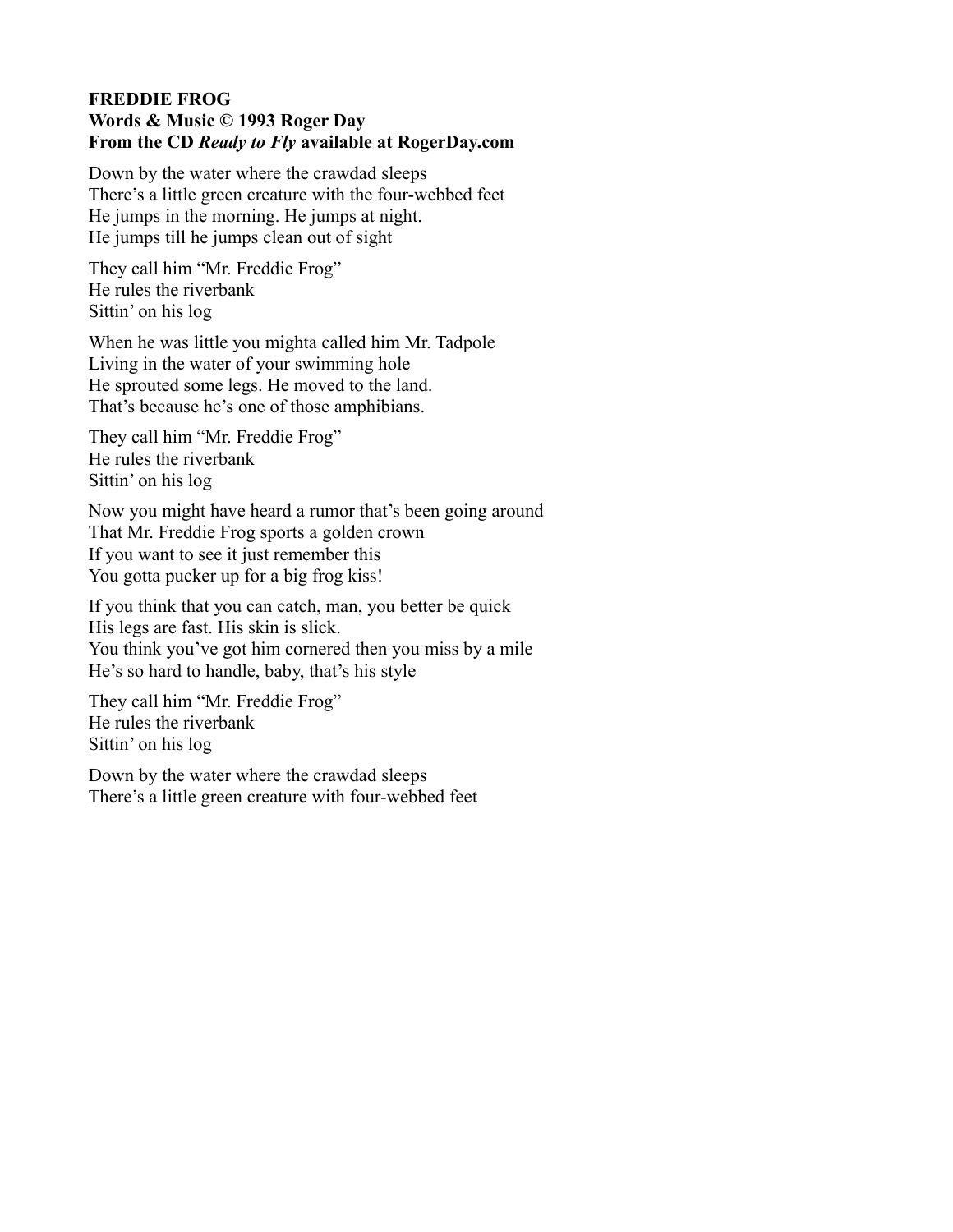**FREDDIE FROG**
**Words & Music © 1993 Roger Day**
**From the CD *Ready to Fly* available at RogerDay.com**

Down by the water where the crawdad sleeps
There's a little green creature with the four-webbed feet
He jumps in the morning. He jumps at night.
He jumps till he jumps clean out of sight

They call him "Mr. Freddie Frog"
He rules the riverbank
Sittin' on his log

When he was little you mighta called him Mr. Tadpole
Living in the water of your swimming hole
He sprouted some legs. He moved to the land.
That's because he's one of those amphibians.

They call him "Mr. Freddie Frog"
He rules the riverbank
Sittin' on his log

Now you might have heard a rumor that's been going around
That Mr. Freddie Frog sports a golden crown
If you want to see it just remember this
You gotta pucker up for a big frog kiss!

If you think that you can catch, man, you better be quick
His legs are fast. His skin is slick.
You think you've got him cornered then you miss by a mile
He's so hard to handle, baby, that's his style

They call him "Mr. Freddie Frog"
He rules the riverbank
Sittin' on his log

Down by the water where the crawdad sleeps
There's a little green creature with four-webbed feet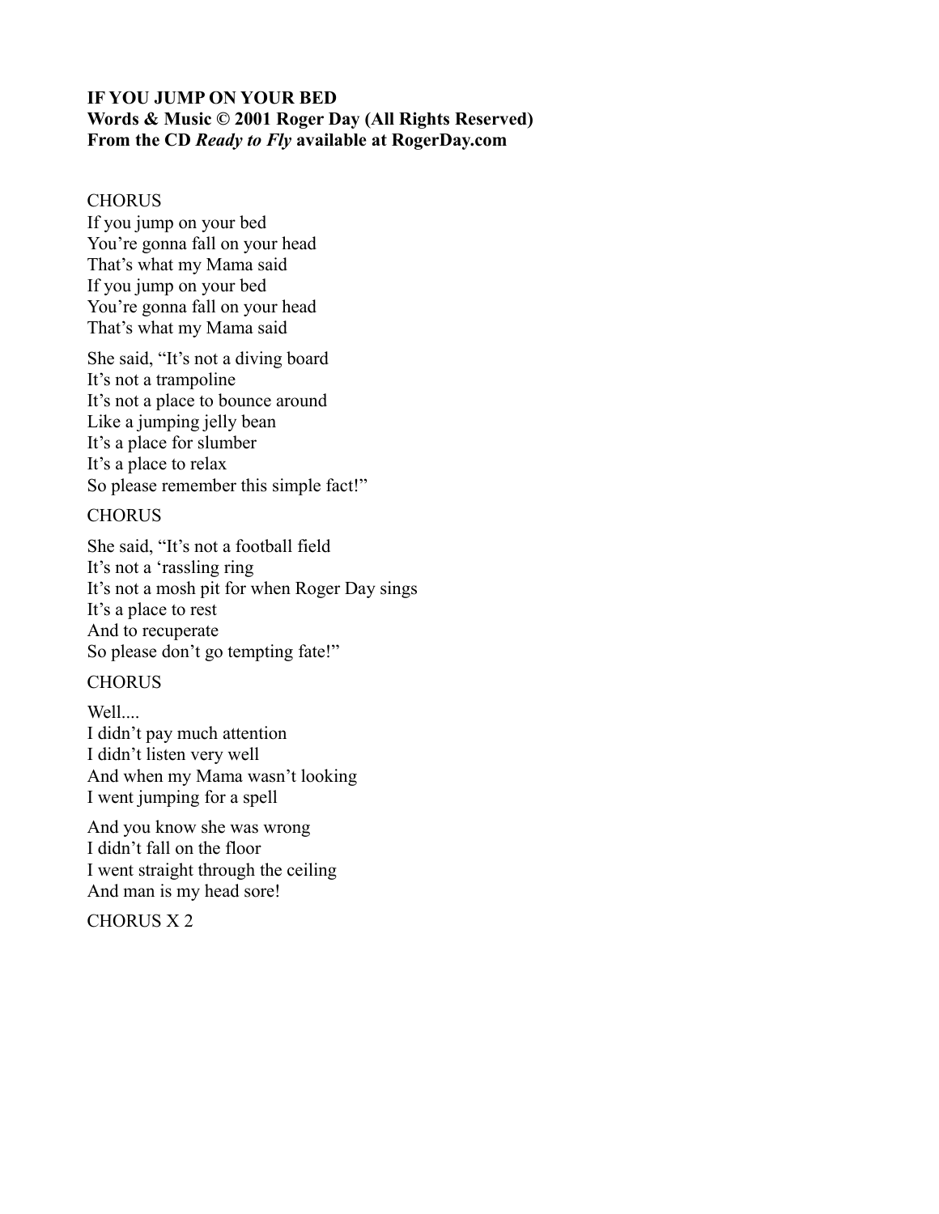**IF YOU JUMP ON YOUR BED**
**Words & Music © 2001 Roger Day (All Rights Reserved)**
**From the CD *Ready to Fly* available at RogerDay.com**

CHORUS
If you jump on your bed
You're gonna fall on your head
That's what my Mama said
If you jump on your bed
You're gonna fall on your head
That's what my Mama said

She said, "It's not a diving board
It's not a trampoline
It's not a place to bounce around
Like a jumping jelly bean
It's a place for slumber
It's a place to relax
So please remember this simple fact!"

CHORUS

She said, "It's not a football field
It's not a 'rassling ring
It's not a mosh pit for when Roger Day sings
It's a place to rest
And to recuperate
So please don't go tempting fate!"

CHORUS

Well....
I didn't pay much attention
I didn't listen very well
And when my Mama wasn't looking
I went jumping for a spell

And you know she was wrong
I didn't fall on the floor
I went straight through the ceiling
And man is my head sore!

CHORUS X 2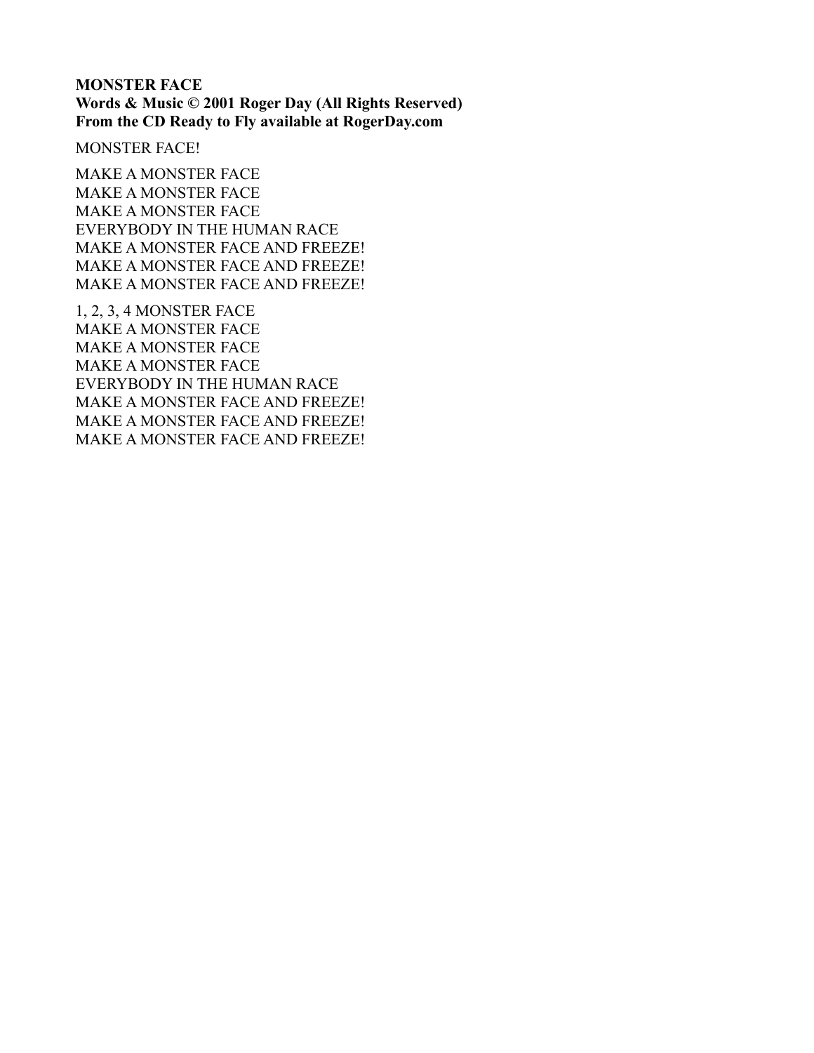**MONSTER FACE**
**Words & Music © 2001 Roger Day (All Rights Reserved)**
**From the CD Ready to Fly available at RogerDay.com**

MONSTER FACE!

MAKE A MONSTER FACE
MAKE A MONSTER FACE
MAKE A MONSTER FACE
EVERYBODY IN THE HUMAN RACE
MAKE A MONSTER FACE AND FREEZE!
MAKE A MONSTER FACE AND FREEZE!
MAKE A MONSTER FACE AND FREEZE!

1, 2, 3, 4 MONSTER FACE
MAKE A MONSTER FACE
MAKE A MONSTER FACE
MAKE A MONSTER FACE
EVERYBODY IN THE HUMAN RACE
MAKE A MONSTER FACE AND FREEZE!
MAKE A MONSTER FACE AND FREEZE!
MAKE A MONSTER FACE AND FREEZE!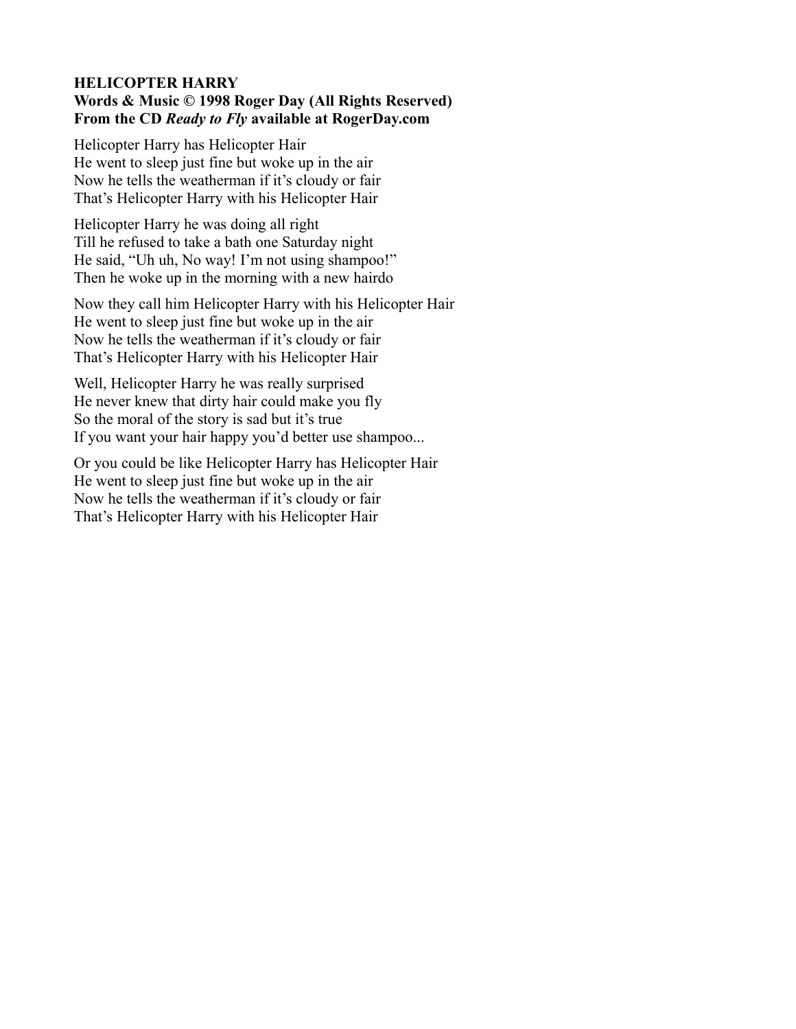**HELICOPTER HARRY**
**Words & Music © 1998 Roger Day (All Rights Reserved)**
**From the CD *Ready to Fly* available at RogerDay.com**

Helicopter Harry has Helicopter Hair
He went to sleep just fine but woke up in the air
Now he tells the weatherman if it's cloudy or fair
That's Helicopter Harry with his Helicopter Hair

Helicopter Harry he was doing all right
Till he refused to take a bath one Saturday night
He said, "Uh uh, No way! I'm not using shampoo!"
Then he woke up in the morning with a new hairdo

Now they call him Helicopter Harry with his Helicopter Hair
He went to sleep just fine but woke up in the air
Now he tells the weatherman if it's cloudy or fair
That's Helicopter Harry with his Helicopter Hair

Well, Helicopter Harry he was really surprised
He never knew that dirty hair could make you fly
So the moral of the story is sad but it's true
If you want your hair happy you'd better use shampoo...

Or you could be like Helicopter Harry has Helicopter Hair
He went to sleep just fine but woke up in the air
Now he tells the weatherman if it's cloudy or fair
That's Helicopter Harry with his Helicopter Hair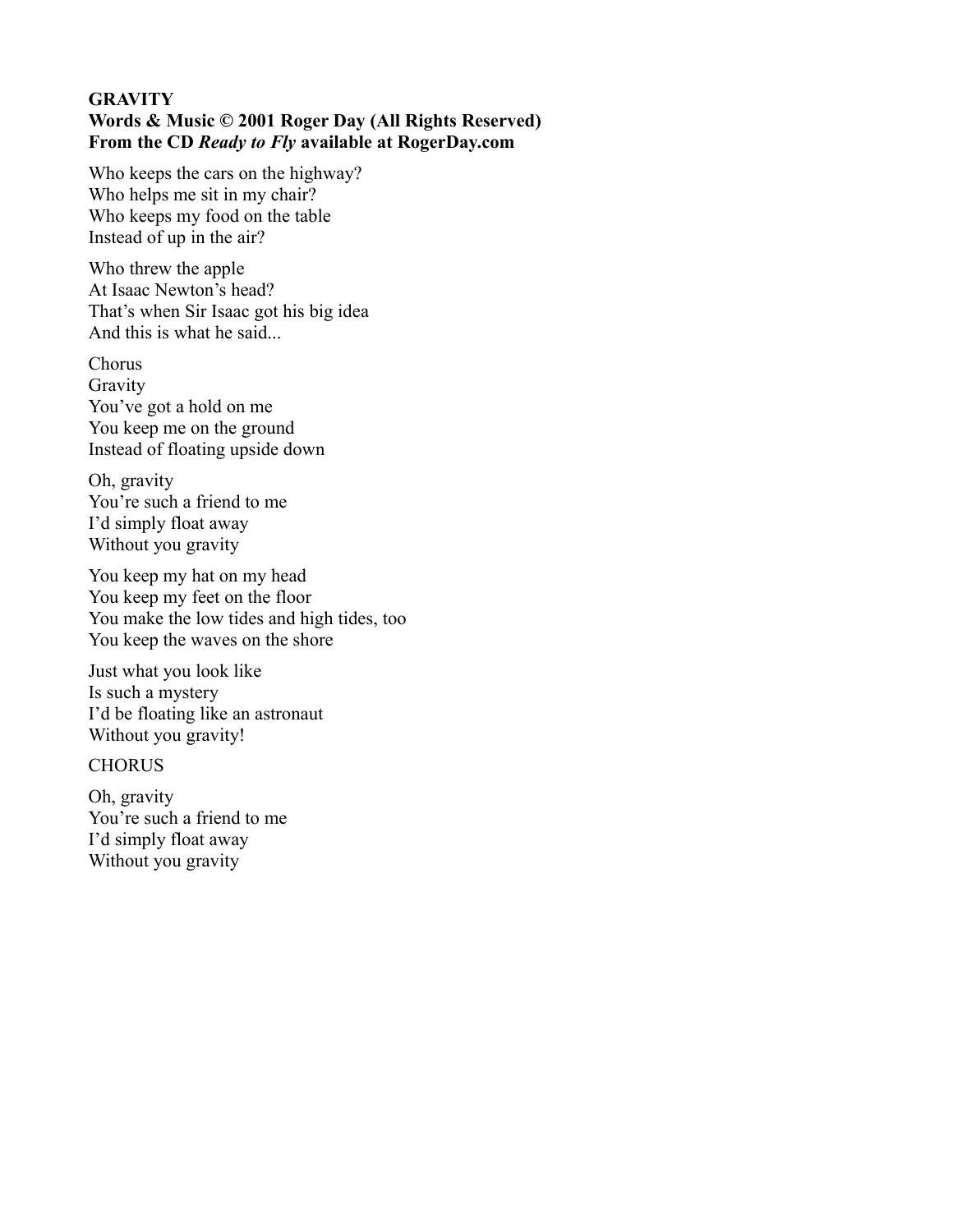**GRAVITY**
**Words & Music © 2001 Roger Day (All Rights Reserved)**
**From the CD *Ready to Fly* available at RogerDay.com**

Who keeps the cars on the highway?
Who helps me sit in my chair?
Who keeps my food on the table
Instead of up in the air?

Who threw the apple
At Isaac Newton's head?
That's when Sir Isaac got his big idea
And this is what he said...

Chorus
Gravity
You've got a hold on me
You keep me on the ground
Instead of floating upside down

Oh, gravity
You're such a friend to me
I'd simply float away
Without you gravity

You keep my hat on my head
You keep my feet on the floor
You make the low tides and high tides, too
You keep the waves on the shore

Just what you look like
Is such a mystery
I'd be floating like an astronaut
Without you gravity!

CHORUS

Oh, gravity
You're such a friend to me
I'd simply float away
Without you gravity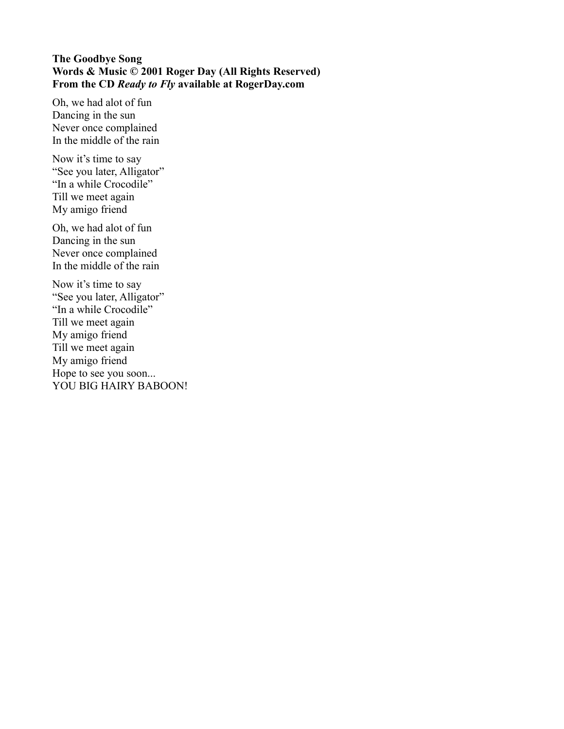**The Goodbye Song**
**Words & Music © 2001 Roger Day (All Rights Reserved)**
**From the CD *Ready to Fly* available at RogerDay.com**

Oh, we had alot of fun
Dancing in the sun
Never once complained
In the middle of the rain

Now it's time to say
"See you later, Alligator"
"In a while Crocodile"
Till we meet again
My amigo friend

Oh, we had alot of fun
Dancing in the sun
Never once complained
In the middle of the rain

Now it's time to say
"See you later, Alligator"
"In a while Crocodile"
Till we meet again
My amigo friend
Till we meet again
My amigo friend
Hope to see you soon...
YOU BIG HAIRY BABOON!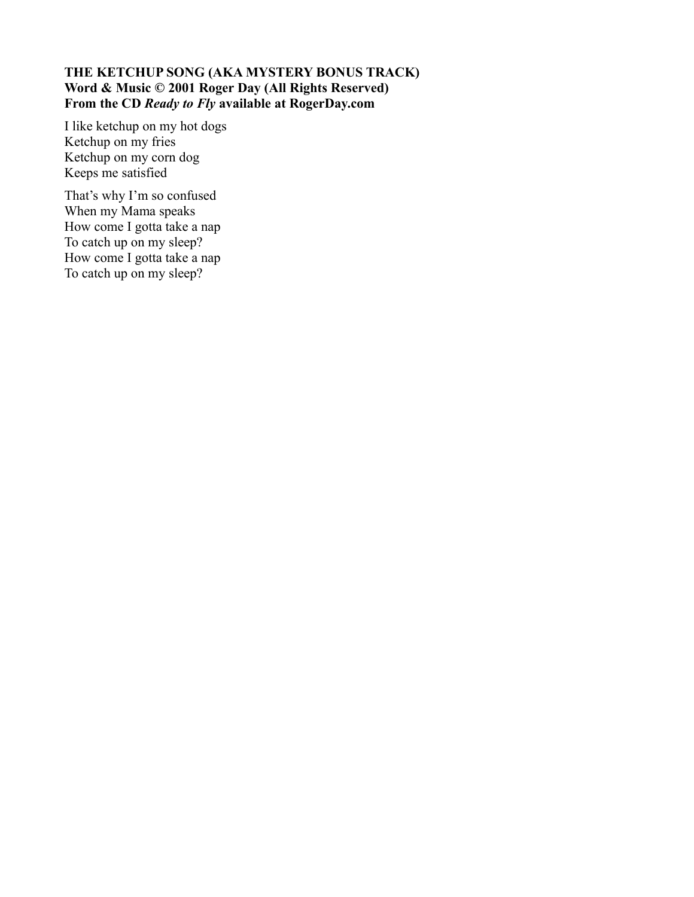**THE KETCHUP SONG (AKA MYSTERY BONUS TRACK)**
**Word & Music © 2001 Roger Day (All Rights Reserved)**
**From the CD *Ready to Fly* available at RogerDay.com**

I like ketchup on my hot dogs
Ketchup on my fries
Ketchup on my corn dog
Keeps me satisfied

That's why I'm so confused
When my Mama speaks
How come I gotta take a nap
To catch up on my sleep?
How come I gotta take a nap
To catch up on my sleep?